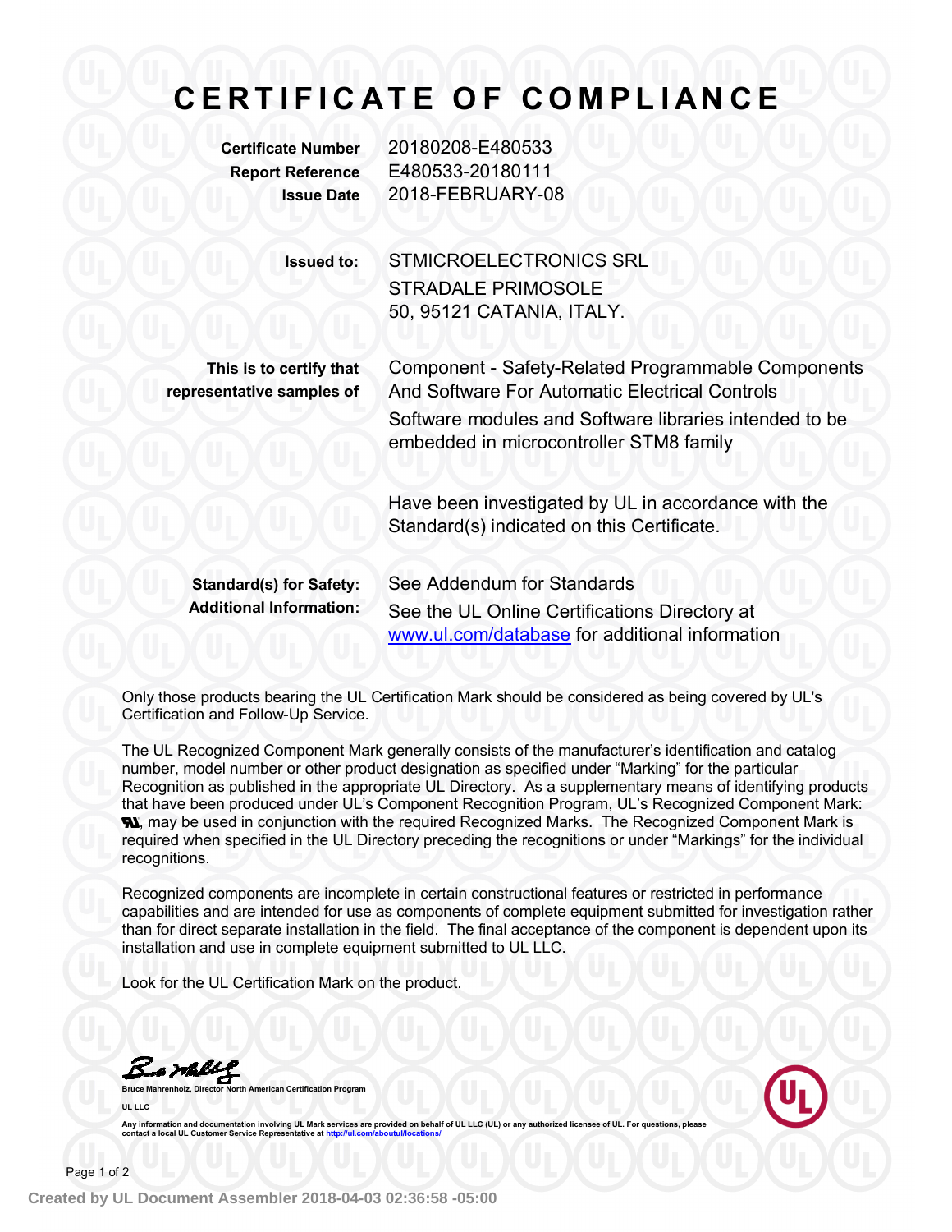# CERTIFICATE OF COMPLIANCE

**Certificate Number** 20180208-E480533
**Report Reference** E480533-20180111
**Issue Date** 2018-FEBRUARY-08

**Issued to:** STMICROELECTRONICS SRL
STRADALE PRIMOSOLE
50, 95121 CATANIA, ITALY.

**This is to certify that representative samples of** Component - Safety-Related Programmable Components And Software For Automatic Electrical Controls

Software modules and Software libraries intended to be embedded in microcontroller STM8 family

Have been investigated by UL in accordance with the Standard(s) indicated on this Certificate.

**Standard(s) for Safety:** See Addendum for Standards
**Additional Information:** See the UL Online Certifications Directory at www.ul.com/database for additional information

Only those products bearing the UL Certification Mark should be considered as being covered by UL's Certification and Follow-Up Service.

The UL Recognized Component Mark generally consists of the manufacturer's identification and catalog number, model number or other product designation as specified under "Marking" for the particular Recognition as published in the appropriate UL Directory. As a supplementary means of identifying products that have been produced under UL's Component Recognition Program, UL's Recognized Component Mark: ЯU, may be used in conjunction with the required Recognized Marks. The Recognized Component Mark is required when specified in the UL Directory preceding the recognitions or under "Markings" for the individual recognitions.

Recognized components are incomplete in certain constructional features or restricted in performance capabilities and are intended for use as components of complete equipment submitted for investigation rather than for direct separate installation in the field. The final acceptance of the component is dependent upon its installation and use in complete equipment submitted to UL LLC.

Look for the UL Certification Mark on the product.

Bruce Mahrenholz, Director North American Certification Program
UL LLC

Any information and documentation involving UL Mark services are provided on behalf of UL LLC (UL) or any authorized licensee of UL. For questions, please contact a local UL Customer Service Representative at http://ul.com/aboutul/locations/

Created by UL Document Assembler 2018-04-03 02:36:58 -05:00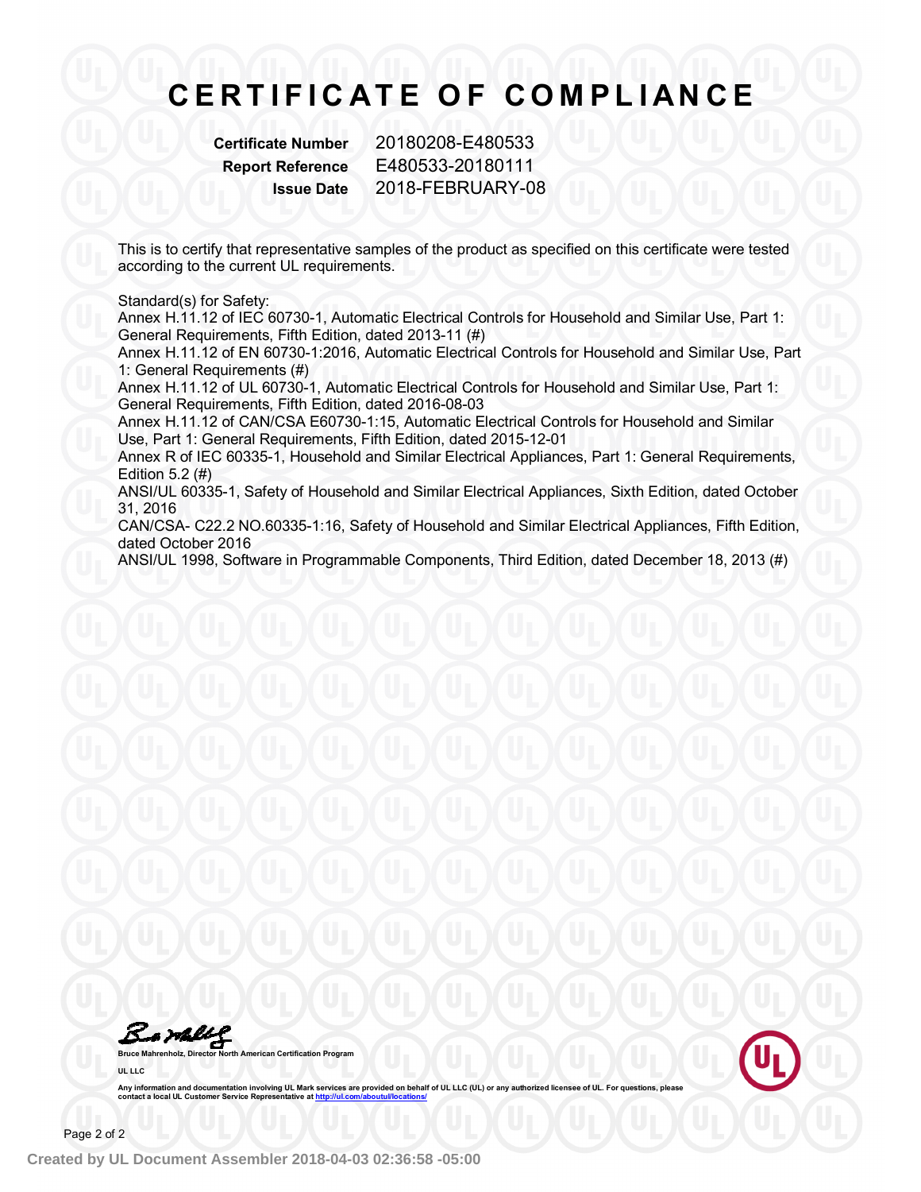# CERTIFICATE OF COMPLIANCE

**Certificate Number** 20180208-E480533
**Report Reference** E480533-20180111
**Issue Date** 2018-FEBRUARY-08

This is to certify that representative samples of the product as specified on this certificate were tested according to the current UL requirements.

Standard(s) for Safety:
Annex H.11.12 of IEC 60730-1, Automatic Electrical Controls for Household and Similar Use, Part 1: General Requirements, Fifth Edition, dated 2013-11 (#)
Annex H.11.12 of EN 60730-1:2016, Automatic Electrical Controls for Household and Similar Use, Part 1: General Requirements (#)
Annex H.11.12 of UL 60730-1, Automatic Electrical Controls for Household and Similar Use, Part 1: General Requirements, Fifth Edition, dated 2016-08-03
Annex H.11.12 of CAN/CSA E60730-1:15, Automatic Electrical Controls for Household and Similar Use, Part 1: General Requirements, Fifth Edition, dated 2015-12-01
Annex R of IEC 60335-1, Household and Similar Electrical Appliances, Part 1: General Requirements, Edition 5.2 (#)
ANSI/UL 60335-1, Safety of Household and Similar Electrical Appliances, Sixth Edition, dated October 31, 2016
CAN/CSA- C22.2 NO.60335-1:16, Safety of Household and Similar Electrical Appliances, Fifth Edition, dated October 2016
ANSI/UL 1998, Software in Programmable Components, Third Edition, dated December 18, 2013 (#)

**Bruce Mahrenholz, Director North American Certification Program**

**UL LLC**

Any information and documentation involving UL Mark services are provided on behalf of UL LLC (UL) or any authorized licensee of UL. For questions, please contact a local UL Customer Service Representative at http://ul.com/aboutul/locations/

Created by UL Document Assembler 2018-04-03 02:36:58 -05:00